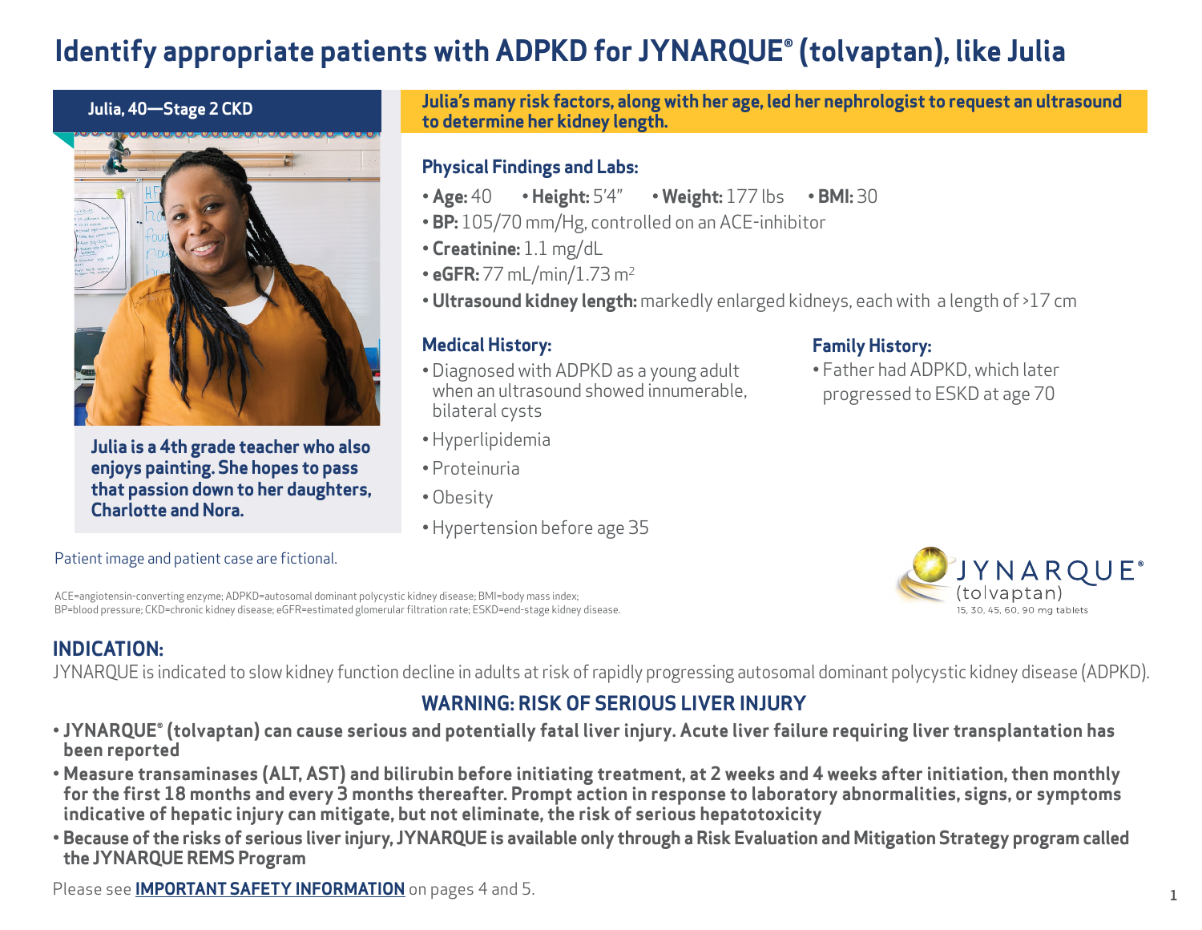# Identify appropriate patients with ADPKD for JYNARQUE® (tolvaptan), like Julia

**Julia, 40—Stage 2 CKD**

**Julia is a 4th grade teacher who also enjoys painting. She hopes to pass that passion down to her daughters, Charlotte and Nora.**

**Julia's many risk factors, along with her age, led her nephrologist to request an ultrasound to determine her kidney length.**

### Physical Findings and Labs:

- **Age:** 40 • **Height:** 5′4″ • **Weight:** 177 lbs • **BMI:** 30
- **BP:** 105/70 mm/Hg, controlled on an ACE-inhibitor
- **Creatinine:** 1.1 mg/dL
- **eGFR:** 77 mL/min/1.73 $m^2$
- **Ultrasound kidney length:** markedly enlarged kidneys, each with a length of >17 cm

### Medical History:

- Diagnosed with ADPKD as a young adult when an ultrasound showed innumerable, bilateral cysts
- Hyperlipidemia
- Proteinuria
- Obesity
- Hypertension before age 35

### Family History:

- Father had ADPKD, which later progressed to ESKD at age 70

Patient image and patient case are fictional.

ACE=angiotensin-converting enzyme; ADPKD=autosomal dominant polycystic kidney disease; BMI=body mass index; BP=blood pressure; CKD=chronic kidney disease; eGFR=estimated glomerular filtration rate; ESKD=end-stage kidney disease.

JYNARQUE® (tolvaptan) 15, 30, 45, 60, 90 mg tablets

## INDICATION:

JYNARQUE is indicated to slow kidney function decline in adults at risk of rapidly progressing autosomal dominant polycystic kidney disease (ADPKD).

## WARNING: RISK OF SERIOUS LIVER INJURY

- **JYNARQUE® (tolvaptan) can cause serious and potentially fatal liver injury. Acute liver failure requiring liver transplantation has been reported**
- **Measure transaminases (ALT, AST) and bilirubin before initiating treatment, at 2 weeks and 4 weeks after initiation, then monthly for the first 18 months and every 3 months thereafter. Prompt action in response to laboratory abnormalities, signs, or symptoms indicative of hepatic injury can mitigate, but not eliminate, the risk of serious hepatotoxicity**
- **Because of the risks of serious liver injury, JYNARQUE is available only through a Risk Evaluation and Mitigation Strategy program called the JYNARQUE REMS Program**

Please see **IMPORTANT SAFETY INFORMATION** on pages 4 and 5.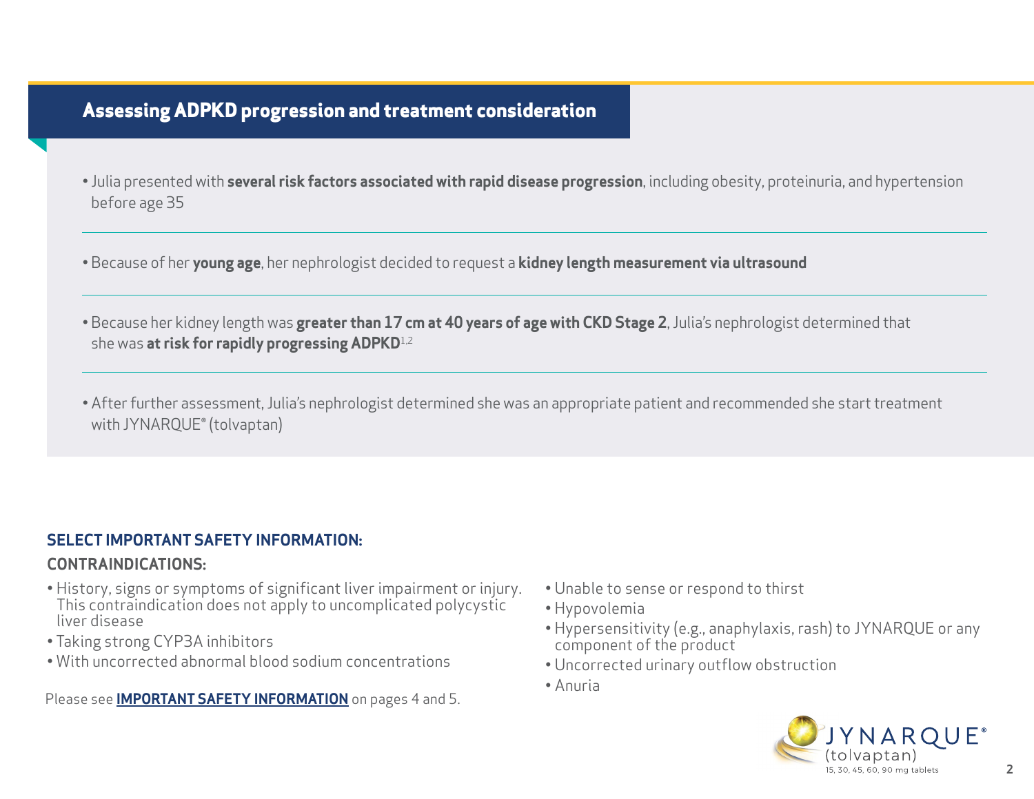## Assessing ADPKD progression and treatment consideration

- Julia presented with **several risk factors associated with rapid disease progression**, including obesity, proteinuria, and hypertension before age 35

- Because of her **young age**, her nephrologist decided to request a **kidney length measurement via ultrasound**

- Because her kidney length was **greater than 17 cm at 40 years of age with CKD Stage 2**, Julia's nephrologist determined that she was **at risk for rapidly progressing ADPKD**[1,2]

- After further assessment, Julia's nephrologist determined she was an appropriate patient and recommended she start treatment with JYNARQUE® (tolvaptan)

**SELECT IMPORTANT SAFETY INFORMATION:**

**CONTRAINDICATIONS:**

- History, signs or symptoms of significant liver impairment or injury. This contraindication does not apply to uncomplicated polycystic liver disease
- Taking strong CYP3A inhibitors
- With uncorrected abnormal blood sodium concentrations
- Unable to sense or respond to thirst
- Hypovolemia
- Hypersensitivity (e.g., anaphylaxis, rash) to JYNARQUE or any component of the product
- Uncorrected urinary outflow obstruction
- Anuria

Please see **IMPORTANT SAFETY INFORMATION** on pages 4 and 5.

JYNARQUE® (tolvaptan) 15, 30, 45, 60, 90 mg tablets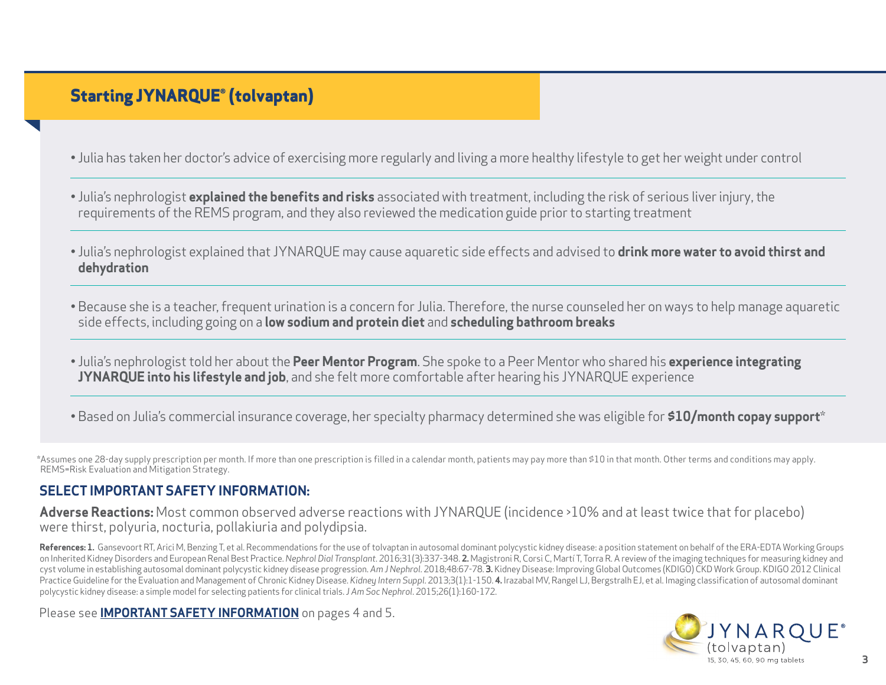## Starting JYNARQUE® (tolvaptan)

- Julia has taken her doctor's advice of exercising more regularly and living a more healthy lifestyle to get her weight under control
- Julia's nephrologist **explained the benefits and risks** associated with treatment, including the risk of serious liver injury, the requirements of the REMS program, and they also reviewed the medication guide prior to starting treatment
- Julia's nephrologist explained that JYNARQUE may cause aquaretic side effects and advised to **drink more water to avoid thirst and dehydration**
- Because she is a teacher, frequent urination is a concern for Julia. Therefore, the nurse counseled her on ways to help manage aquaretic side effects, including going on a **low sodium and protein diet** and **scheduling bathroom breaks**
- Julia's nephrologist told her about the **Peer Mentor Program**. She spoke to a Peer Mentor who shared his **experience integrating JYNARQUE into his lifestyle and job**, and she felt more comfortable after hearing his JYNARQUE experience
- Based on Julia's commercial insurance coverage, her specialty pharmacy determined she was eligible for **$10/month copay support***

*Assumes one 28-day supply prescription per month. If more than one prescription is filled in a calendar month, patients may pay more than $10 in that month. Other terms and conditions may apply.
REMS=Risk Evaluation and Mitigation Strategy.

### SELECT IMPORTANT SAFETY INFORMATION:

**Adverse Reactions:** Most common observed adverse reactions with JYNARQUE (incidence >10% and at least twice that for placebo) were thirst, polyuria, nocturia, pollakiuria and polydipsia.

**References: 1.** Gansevoort RT, Arici M, Benzing T, et al. Recommendations for the use of tolvaptan in autosomal dominant polycystic kidney disease: a position statement on behalf of the ERA-EDTA Working Groups on Inherited Kidney Disorders and European Renal Best Practice. *Nephrol Dial Transplant*. 2016;31(3):337-348. **2.** Magistroni R, Corsi C, Martí T, Torra R. A review of the imaging techniques for measuring kidney and cyst volume in establishing autosomal dominant polycystic kidney disease progression. *Am J Nephrol*. 2018;48:67-78. **3.** Kidney Disease: Improving Global Outcomes (KDIGO) CKD Work Group. KDIGO 2012 Clinical Practice Guideline for the Evaluation and Management of Chronic Kidney Disease. *Kidney Intern Suppl*. 2013;3(1):1-150. **4.** Irazabal MV, Rangel LJ, Bergstralh EJ, et al. Imaging classification of autosomal dominant polycystic kidney disease: a simple model for selecting patients for clinical trials. *J Am Soc Nephrol*. 2015;26(1):160-172.

Please see **IMPORTANT SAFETY INFORMATION** on pages 4 and 5.

JYNARQUE®
(tolvaptan)
15, 30, 45, 60, 90 mg tablets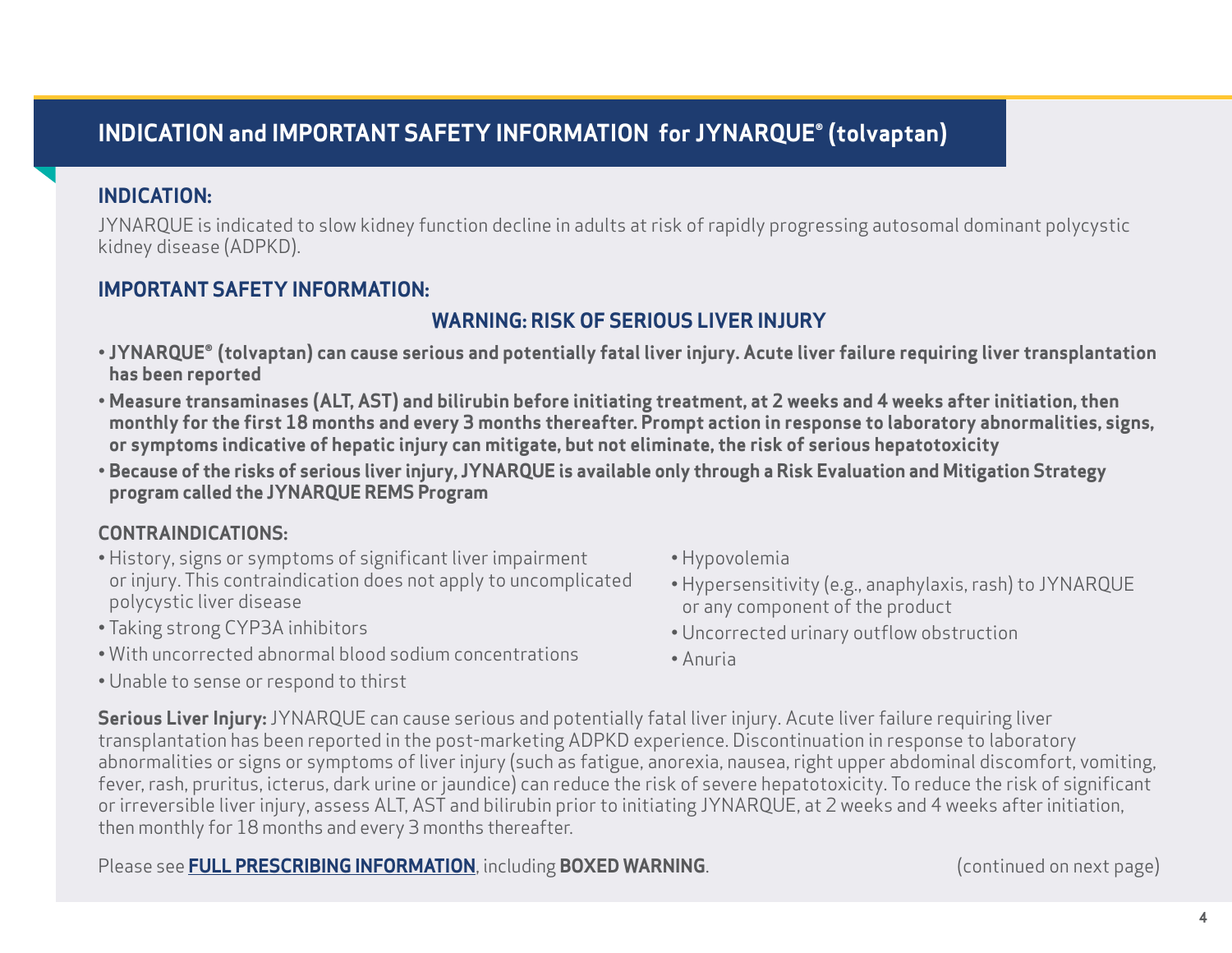## INDICATION and IMPORTANT SAFETY INFORMATION for JYNARQUE® (tolvaptan)

### INDICATION:

JYNARQUE is indicated to slow kidney function decline in adults at risk of rapidly progressing autosomal dominant polycystic kidney disease (ADPKD).

### IMPORTANT SAFETY INFORMATION:

#### WARNING: RISK OF SERIOUS LIVER INJURY

- **JYNARQUE® (tolvaptan) can cause serious and potentially fatal liver injury. Acute liver failure requiring liver transplantation has been reported**
- **Measure transaminases (ALT, AST) and bilirubin before initiating treatment, at 2 weeks and 4 weeks after initiation, then monthly for the first 18 months and every 3 months thereafter. Prompt action in response to laboratory abnormalities, signs, or symptoms indicative of hepatic injury can mitigate, but not eliminate, the risk of serious hepatotoxicity**
- **Because of the risks of serious liver injury, JYNARQUE is available only through a Risk Evaluation and Mitigation Strategy program called the JYNARQUE REMS Program**

### CONTRAINDICATIONS:

- History, signs or symptoms of significant liver impairment or injury. This contraindication does not apply to uncomplicated polycystic liver disease
- Taking strong CYP3A inhibitors
- With uncorrected abnormal blood sodium concentrations
- Unable to sense or respond to thirst
- Hypovolemia
- Hypersensitivity (e.g., anaphylaxis, rash) to JYNARQUE or any component of the product
- Uncorrected urinary outflow obstruction
- Anuria

**Serious Liver Injury:** JYNARQUE can cause serious and potentially fatal liver injury. Acute liver failure requiring liver transplantation has been reported in the post-marketing ADPKD experience. Discontinuation in response to laboratory abnormalities or signs or symptoms of liver injury (such as fatigue, anorexia, nausea, right upper abdominal discomfort, vomiting, fever, rash, pruritus, icterus, dark urine or jaundice) can reduce the risk of severe hepatotoxicity. To reduce the risk of significant or irreversible liver injury, assess ALT, AST and bilirubin prior to initiating JYNARQUE, at 2 weeks and 4 weeks after initiation, then monthly for 18 months and every 3 months thereafter.

Please see **FULL PRESCRIBING INFORMATION**, including **BOXED WARNING**.

(continued on next page)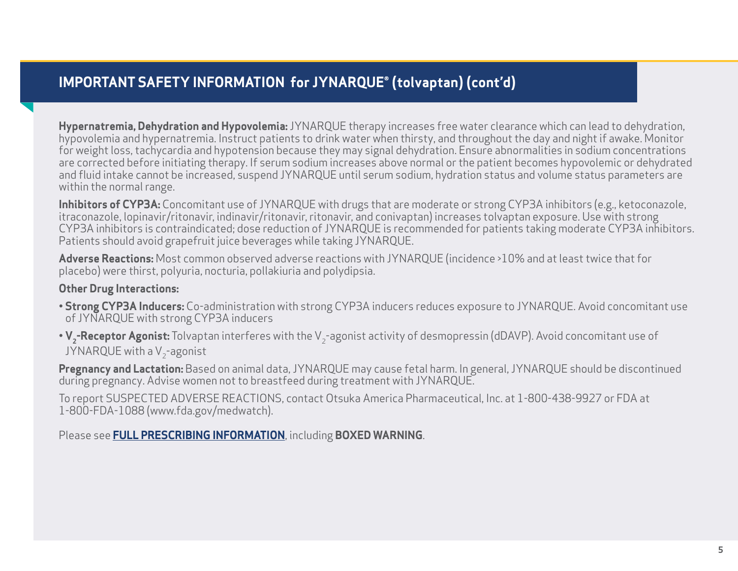## IMPORTANT SAFETY INFORMATION for JYNARQUE® (tolvaptan) (cont'd)

**Hypernatremia, Dehydration and Hypovolemia:** JYNARQUE therapy increases free water clearance which can lead to dehydration, hypovolemia and hypernatremia. Instruct patients to drink water when thirsty, and throughout the day and night if awake. Monitor for weight loss, tachycardia and hypotension because they may signal dehydration. Ensure abnormalities in sodium concentrations are corrected before initiating therapy. If serum sodium increases above normal or the patient becomes hypovolemic or dehydrated and fluid intake cannot be increased, suspend JYNARQUE until serum sodium, hydration status and volume status parameters are within the normal range.

**Inhibitors of CYP3A:** Concomitant use of JYNARQUE with drugs that are moderate or strong CYP3A inhibitors (e.g., ketoconazole, itraconazole, lopinavir/ritonavir, indinavir/ritonavir, ritonavir, and conivaptan) increases tolvaptan exposure. Use with strong CYP3A inhibitors is contraindicated; dose reduction of JYNARQUE is recommended for patients taking moderate CYP3A inhibitors. Patients should avoid grapefruit juice beverages while taking JYNARQUE.

**Adverse Reactions:** Most common observed adverse reactions with JYNARQUE (incidence >10% and at least twice that for placebo) were thirst, polyuria, nocturia, pollakiuria and polydipsia.

**Other Drug Interactions:**

- **Strong CYP3A Inducers:** Co-administration with strong CYP3A inducers reduces exposure to JYNARQUE. Avoid concomitant use of JYNARQUE with strong CYP3A inducers
- **$V_2$-Receptor Agonist:** Tolvaptan interferes with the $V_2$-agonist activity of desmopressin (dDAVP). Avoid concomitant use of JYNARQUE with a $V_2$-agonist

**Pregnancy and Lactation:** Based on animal data, JYNARQUE may cause fetal harm. In general, JYNARQUE should be discontinued during pregnancy. Advise women not to breastfeed during treatment with JYNARQUE.

To report SUSPECTED ADVERSE REACTIONS, contact Otsuka America Pharmaceutical, Inc. at 1-800-438-9927 or FDA at 1-800-FDA-1088 (www.fda.gov/medwatch).

Please see **FULL PRESCRIBING INFORMATION**, including **BOXED WARNING**.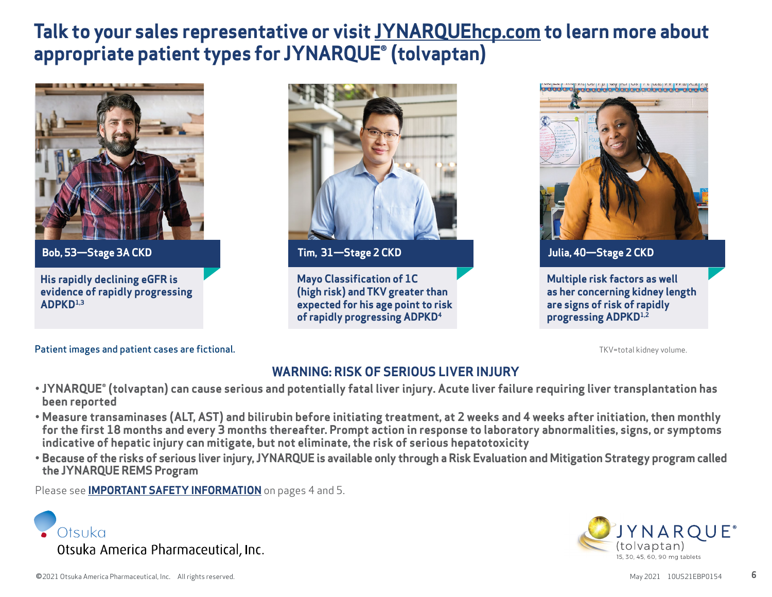# Talk to your sales representative or visit JYNARQUEhcp.com to learn more about appropriate patient types for JYNARQUE® (tolvaptan)

**Bob, 53—Stage 3A CKD**

His rapidly declining eGFR is evidence of rapidly progressing ADPKD[1,3]

**Tim, 31—Stage 2 CKD**

Mayo Classification of 1C (high risk) and TKV greater than expected for his age point to risk of rapidly progressing ADPKD[4]

**Julia, 40—Stage 2 CKD**

Multiple risk factors as well as her concerning kidney length are signs of risk of rapidly progressing ADPKD[1,2]

Patient images and patient cases are fictional.

TKV=total kidney volume.

## WARNING: RISK OF SERIOUS LIVER INJURY

- **JYNARQUE® (tolvaptan) can cause serious and potentially fatal liver injury. Acute liver failure requiring liver transplantation has been reported**
- **Measure transaminases (ALT, AST) and bilirubin before initiating treatment, at 2 weeks and 4 weeks after initiation, then monthly for the first 18 months and every 3 months thereafter. Prompt action in response to laboratory abnormalities, signs, or symptoms indicative of hepatic injury can mitigate, but not eliminate, the risk of serious hepatotoxicity**
- **Because of the risks of serious liver injury, JYNARQUE is available only through a Risk Evaluation and Mitigation Strategy program called the JYNARQUE REMS Program**

Please see **IMPORTANT SAFETY INFORMATION** on pages 4 and 5.

Otsuka

Otsuka America Pharmaceutical, Inc.

JYNARQUE® (tolvaptan) 15, 30, 45, 60, 90 mg tablets

©2021 Otsuka America Pharmaceutical, Inc. All rights reserved.

May 2021 10US21EBP0154